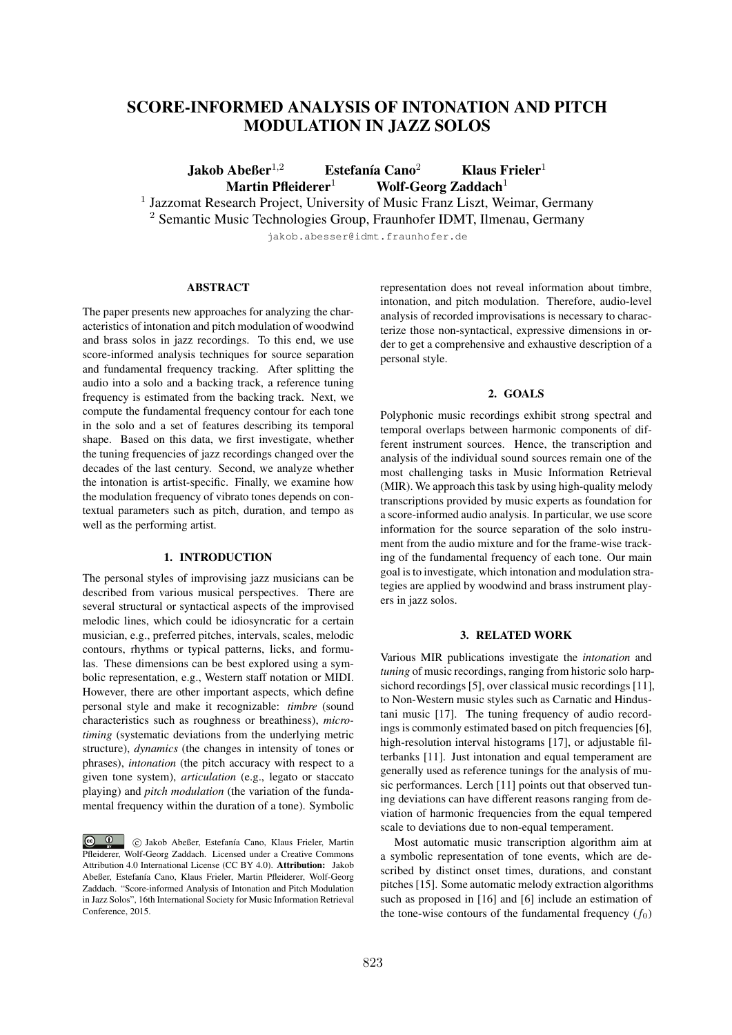# SCORE-INFORMED ANALYSIS OF INTONATION AND PITCH MODULATION IN JAZZ SOLOS

**Jakob Abeßer**[1,2] **Estefanía Cano**[2] **Klaus Frieler**[1]
**Martin Pfleiderer**[1] **Wolf-Georg Zaddach**[1]

[1] Jazzomat Research Project, University of Music Franz Liszt, Weimar, Germany
[2] Semantic Music Technologies Group, Fraunhofer IDMT, Ilmenau, Germany

jakob.abesser@idmt.fraunhofer.de

## ABSTRACT

The paper presents new approaches for analyzing the characteristics of intonation and pitch modulation of woodwind and brass solos in jazz recordings. To this end, we use score-informed analysis techniques for source separation and fundamental frequency tracking. After splitting the audio into a solo and a backing track, a reference tuning frequency is estimated from the backing track. Next, we compute the fundamental frequency contour for each tone in the solo and a set of features describing its temporal shape. Based on this data, we first investigate, whether the tuning frequencies of jazz recordings changed over the decades of the last century. Second, we analyze whether the intonation is artist-specific. Finally, we examine how the modulation frequency of vibrato tones depends on contextual parameters such as pitch, duration, and tempo as well as the performing artist.

## 1. INTRODUCTION

The personal styles of improvising jazz musicians can be described from various musical perspectives. There are several structural or syntactical aspects of the improvised melodic lines, which could be idiosyncratic for a certain musician, e.g., preferred pitches, intervals, scales, melodic contours, rhythms or typical patterns, licks, and formulas. These dimensions can be best explored using a symbolic representation, e.g., Western staff notation or MIDI. However, there are other important aspects, which define personal style and make it recognizable: *timbre* (sound characteristics such as roughness or breathiness), *microtiming* (systematic deviations from the underlying metric structure), *dynamics* (the changes in intensity of tones or phrases), *intonation* (the pitch accuracy with respect to a given tone system), *articulation* (e.g., legato or staccato playing) and *pitch modulation* (the variation of the fundamental frequency within the duration of a tone). Symbolic representation does not reveal information about timbre, intonation, and pitch modulation. Therefore, audio-level analysis of recorded improvisations is necessary to characterize those non-syntactical, expressive dimensions in order to get a comprehensive and exhaustive description of a personal style.

## 2. GOALS

Polyphonic music recordings exhibit strong spectral and temporal overlaps between harmonic components of different instrument sources. Hence, the transcription and analysis of the individual sound sources remain one of the most challenging tasks in Music Information Retrieval (MIR). We approach this task by using high-quality melody transcriptions provided by music experts as foundation for a score-informed audio analysis. In particular, we use score information for the source separation of the solo instrument from the audio mixture and for the frame-wise tracking of the fundamental frequency of each tone. Our main goal is to investigate, which intonation and modulation strategies are applied by woodwind and brass instrument players in jazz solos.

## 3. RELATED WORK

Various MIR publications investigate the *intonation* and *tuning* of music recordings, ranging from historic solo harpsichord recordings [5], over classical music recordings [11], to Non-Western music styles such as Carnatic and Hindustani music [17]. The tuning frequency of audio recordings is commonly estimated based on pitch frequencies [6], high-resolution interval histograms [17], or adjustable filterbanks [11]. Just intonation and equal temperament are generally used as reference tunings for the analysis of music performances. Lerch [11] points out that observed tuning deviations can have different reasons ranging from deviation of harmonic frequencies from the equal tempered scale to deviations due to non-equal temperament.

Most automatic music transcription algorithm aim at a symbolic representation of tone events, which are described by distinct onset times, durations, and constant pitches [15]. Some automatic melody extraction algorithms such as proposed in [16] and [6] include an estimation of the tone-wise contours of the fundamental frequency ($f_0$)

© Jakob Abeßer, Estefanía Cano, Klaus Frieler, Martin Pfleiderer, Wolf-Georg Zaddach. Licensed under a Creative Commons Attribution 4.0 International License (CC BY 4.0). **Attribution:** Jakob Abeßer, Estefanía Cano, Klaus Frieler, Martin Pfleiderer, Wolf-Georg Zaddach. "Score-informed Analysis of Intonation and Pitch Modulation in Jazz Solos", 16th International Society for Music Information Retrieval Conference, 2015.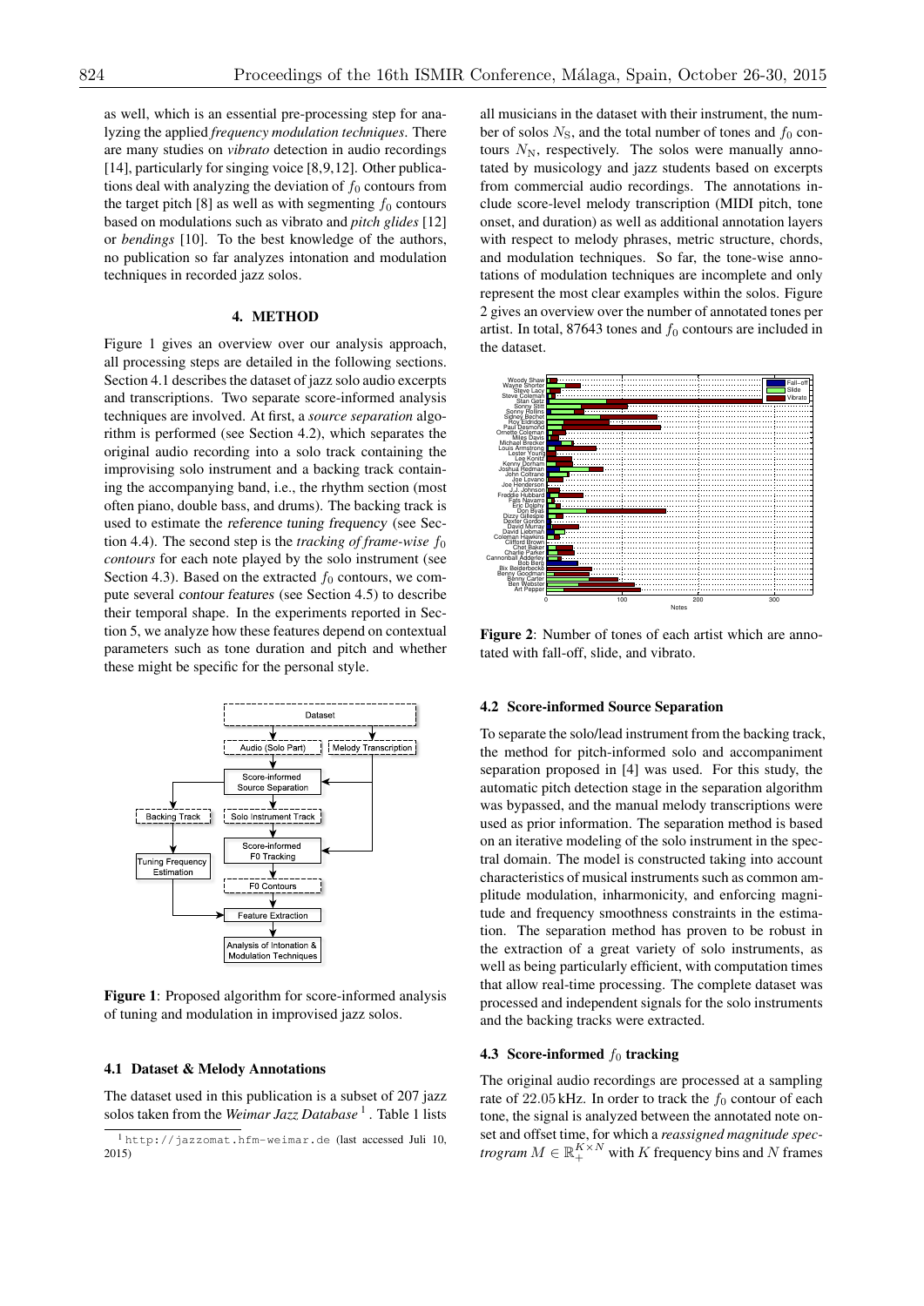as well, which is an essential pre-processing step for analyzing the applied *frequency modulation techniques*. There are many studies on *vibrato* detection in audio recordings [14], particularly for singing voice [8,9,12]. Other publications deal with analyzing the deviation of $f_0$ contours from the target pitch [8] as well as with segmenting $f_0$ contours based on modulations such as vibrato and *pitch glides* [12] or *bendings* [10]. To the best knowledge of the authors, no publication so far analyzes intonation and modulation techniques in recorded jazz solos.

## 4. METHOD

Figure 1 gives an overview over our analysis approach, all processing steps are detailed in the following sections. Section 4.1 describes the dataset of jazz solo audio excerpts and transcriptions. Two separate score-informed analysis techniques are involved. At first, a *source separation* algorithm is performed (see Section 4.2), which separates the original audio recording into a solo track containing the improvising solo instrument and a backing track containing the accompanying band, i.e., the rhythm section (most often piano, double bass, and drums). The backing track is used to estimate the reference tuning frequency (see Section 4.4). The second step is the *tracking of frame-wise $f_0$ contours* for each note played by the solo instrument (see Section 4.3). Based on the extracted $f_0$ contours, we compute several contour features (see Section 4.5) to describe their temporal shape. In the experiments reported in Section 5, we analyze how these features depend on contextual parameters such as tone duration and pitch and whether these might be specific for the personal style.

**Figure 1**: Proposed algorithm for score-informed analysis of tuning and modulation in improvised jazz solos.

### 4.1 Dataset & Melody Annotations

The dataset used in this publication is a subset of 207 jazz solos taken from the *Weimar Jazz Database* [1]. Table 1 lists all musicians in the dataset with their instrument, the number of solos $N_{\mathrm{S}}$, and the total number of tones and $f_0$ contours $N_{\mathrm{N}}$, respectively. The solos were manually annotated by musicology and jazz students based on excerpts from commercial audio recordings. The annotations include score-level melody transcription (MIDI pitch, tone onset, and duration) as well as additional annotation layers with respect to melody phrases, metric structure, chords, and modulation techniques. So far, the tone-wise annotations of modulation techniques are incomplete and only represent the most clear examples within the solos. Figure 2 gives an overview over the number of annotated tones per artist. In total, 87643 tones and $f_0$ contours are included in the dataset.

[1] http://jazzomat.hfm-weimar.de (last accessed Juli 10, 2015)

**Figure 2**: Number of tones of each artist which are annotated with fall-off, slide, and vibrato.

### 4.2 Score-informed Source Separation

To separate the solo/lead instrument from the backing track, the method for pitch-informed solo and accompaniment separation proposed in [4] was used. For this study, the automatic pitch detection stage in the separation algorithm was bypassed, and the manual melody transcriptions were used as prior information. The separation method is based on an iterative modeling of the solo instrument in the spectral domain. The model is constructed taking into account characteristics of musical instruments such as common amplitude modulation, inharmonicity, and enforcing magnitude and frequency smoothness constraints in the estimation. The separation method has proven to be robust in the extraction of a great variety of solo instruments, as well as being particularly efficient, with computation times that allow real-time processing. The complete dataset was processed and independent signals for the solo instruments and the backing tracks were extracted.

### 4.3 Score-informed $f_0$ tracking

The original audio recordings are processed at a sampling rate of 22.05 kHz. In order to track the $f_0$ contour of each tone, the signal is analyzed between the annotated note onset and offset time, for which a *reassigned magnitude spectrogram* $M \in \mathbb{R}_+^{K \times N}$ with $K$ frequency bins and $N$ frames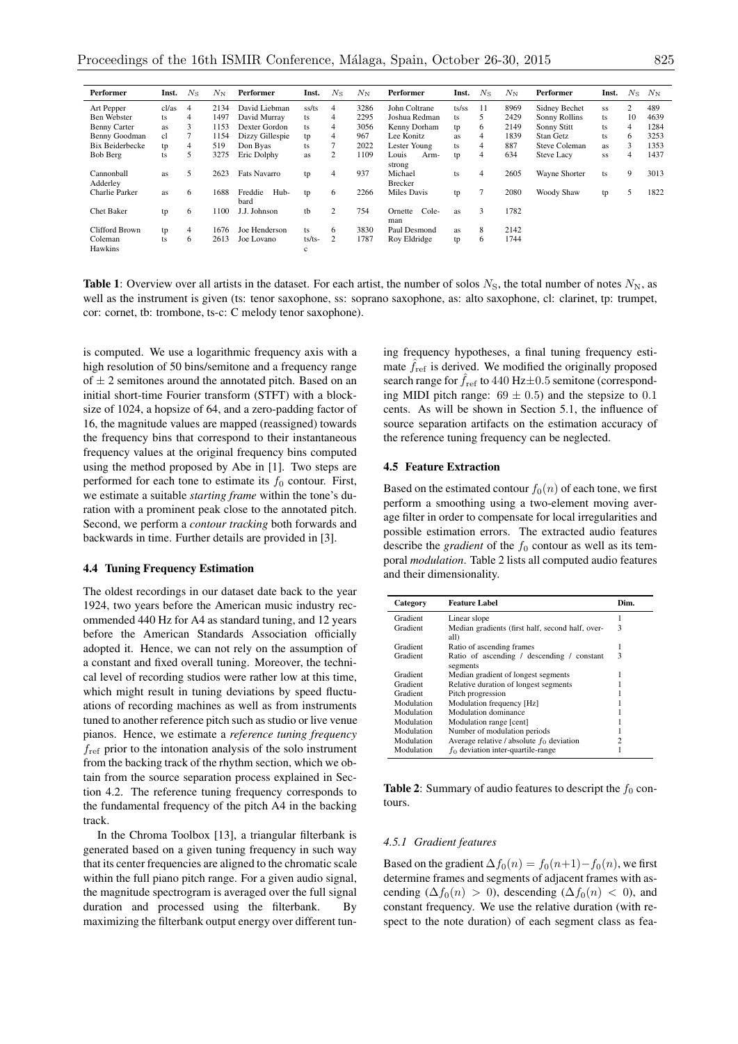| Performer | Inst. | $N_S$ | $N_N$ | Performer | Inst. | $N_S$ | $N_N$ | Performer | Inst. | $N_S$ | $N_N$ | Performer | Inst. | $N_S$ | $N_N$ |
|---|---|---|---|---|---|---|---|---|---|---|---|---|---|---|---|
| Art Pepper | cl/as | 4 | 2134 | David Liebman | ss/ts | 4 | 3286 | John Coltrane | ts/ss | 11 | 8969 | Sidney Bechet | ss | 2 | 489 |
| Ben Webster | ts | 4 | 1497 | David Murray | ts | 4 | 2295 | Joshua Redman | ts | 5 | 2429 | Sonny Rollins | ts | 10 | 4639 |
| Benny Carter | as | 3 | 1153 | Dexter Gordon | ts | 4 | 3056 | Kenny Dorham | tp | 6 | 2149 | Sonny Stitt | ts | 4 | 1284 |
| Benny Goodman | cl | 7 | 1154 | Dizzy Gillespie | tp | 4 | 967 | Lee Konitz | as | 4 | 1839 | Stan Getz | ts | 6 | 3253 |
| Bix Beiderbecke | tp | 4 | 519 | Don Byas | ts | 7 | 2022 | Lester Young | ts | 4 | 887 | Steve Coleman | as | 3 | 1353 |
| Bob Berg | ts | 5 | 3275 | Eric Dolphy | as | 2 | 1109 | Louis Armstrong | tp | 4 | 634 | Steve Lacy | ss | 4 | 1437 |
| Cannonball Adderley | as | 5 | 2623 | Fats Navarro | tp | 4 | 937 | Michael Brecker | ts | 4 | 2605 | Wayne Shorter | ts | 9 | 3013 |
| Charlie Parker | as | 6 | 1688 | Freddie Hubbard | tp | 6 | 2266 | Miles Davis | tp | 7 | 2080 | Woody Shaw | tp | 5 | 1822 |
| Chet Baker | tp | 6 | 1100 | J.J. Johnson | tb | 2 | 754 | Ornette Coleman | as | 3 | 1782 | | | | |
| Clifford Brown | tp | 4 | 1676 | Joe Henderson | ts | 6 | 3830 | Paul Desmond | as | 8 | 2142 | | | | |
| Coleman Hawkins | ts | 6 | 2613 | Joe Lovano | ts/ts-c | 2 | 1787 | Roy Eldridge | tp | 6 | 1744 | | | | |

**Table 1**: Overview over all artists in the dataset. For each artist, the number of solos $N_S$, the total number of notes $N_N$, as well as the instrument is given (ts: tenor saxophone, ss: soprano saxophone, as: alto saxophone, cl: clarinet, tp: trumpet, cor: cornet, tb: trombone, ts-c: C melody tenor saxophone).

is computed. We use a logarithmic frequency axis with a high resolution of 50 bins/semitone and a frequency range of ± 2 semitones around the annotated pitch. Based on an initial short-time Fourier transform (STFT) with a blocksize of 1024, a hopsize of 64, and a zero-padding factor of 16, the magnitude values are mapped (reassigned) towards the frequency bins that correspond to their instantaneous frequency values at the original frequency bins computed using the method proposed by Abe in [1]. Two steps are performed for each tone to estimate its $f_0$ contour. First, we estimate a suitable *starting frame* within the tone's duration with a prominent peak close to the annotated pitch. Second, we perform a *contour tracking* both forwards and backwards in time. Further details are provided in [3].

### 4.4 Tuning Frequency Estimation

The oldest recordings in our dataset date back to the year 1924, two years before the American music industry recommended 440 Hz for A4 as standard tuning, and 12 years before the American Standards Association officially adopted it. Hence, we can not rely on the assumption of a constant and fixed overall tuning. Moreover, the technical level of recording studios were rather low at this time, which might result in tuning deviations by speed fluctuations of recording machines as well as from instruments tuned to another reference pitch such as studio or live venue pianos. Hence, we estimate a *reference tuning frequency* $f_{\text{ref}}$ prior to the intonation analysis of the solo instrument from the backing track of the rhythm section, which we obtain from the source separation process explained in Section 4.2. The reference tuning frequency corresponds to the fundamental frequency of the pitch A4 in the backing track.

In the Chroma Toolbox [13], a triangular filterbank is generated based on a given tuning frequency in such way that its center frequencies are aligned to the chromatic scale within the full piano pitch range. For a given audio signal, the magnitude spectrogram is averaged over the full signal duration and processed using the filterbank. By maximizing the filterbank output energy over different tuning frequency hypotheses, a final tuning frequency estimate $\hat{f}_{\text{ref}}$ is derived. We modified the originally proposed search range for $\hat{f}_{\text{ref}}$ to 440 Hz±0.5 semitone (corresponding MIDI pitch range: $69 \pm 0.5$) and the stepsize to 0.1 cents. As will be shown in Section 5.1, the influence of source separation artifacts on the estimation accuracy of the reference tuning frequency can be neglected.

### 4.5 Feature Extraction

Based on the estimated contour $f_0(n)$ of each tone, we first perform a smoothing using a two-element moving average filter in order to compensate for local irregularities and possible estimation errors. The extracted audio features describe the *gradient* of the $f_0$ contour as well as its temporal *modulation*. Table 2 lists all computed audio features and their dimensionality.

| Category | Feature Label | Dim. |
|---|---|---|
| Gradient | Linear slope | 1 |
| Gradient | Median gradients (first half, second half, overall) | 3 |
| Gradient | Ratio of ascending frames | 1 |
| Gradient | Ratio of ascending / descending / constant segments | 3 |
| Gradient | Median gradient of longest segments | 1 |
| Gradient | Relative duration of longest segments | 1 |
| Gradient | Pitch progression | 1 |
| Modulation | Modulation frequency [Hz] | 1 |
| Modulation | Modulation dominance | 1 |
| Modulation | Modulation range [cent] | 1 |
| Modulation | Number of modulation periods | 1 |
| Modulation | Average relative / absolute $f_0$ deviation | 2 |
| Modulation | $f_0$ deviation inter-quartile-range | 1 |

**Table 2**: Summary of audio features to descript the $f_0$ contours.

#### 4.5.1 Gradient features

Based on the gradient $\Delta f_0(n) = f_0(n+1) - f_0(n)$, we first determine frames and segments of adjacent frames with ascending ($\Delta f_0(n) > 0$), descending ($\Delta f_0(n) < 0$), and constant frequency. We use the relative duration (with respect to the note duration) of each segment class as fea-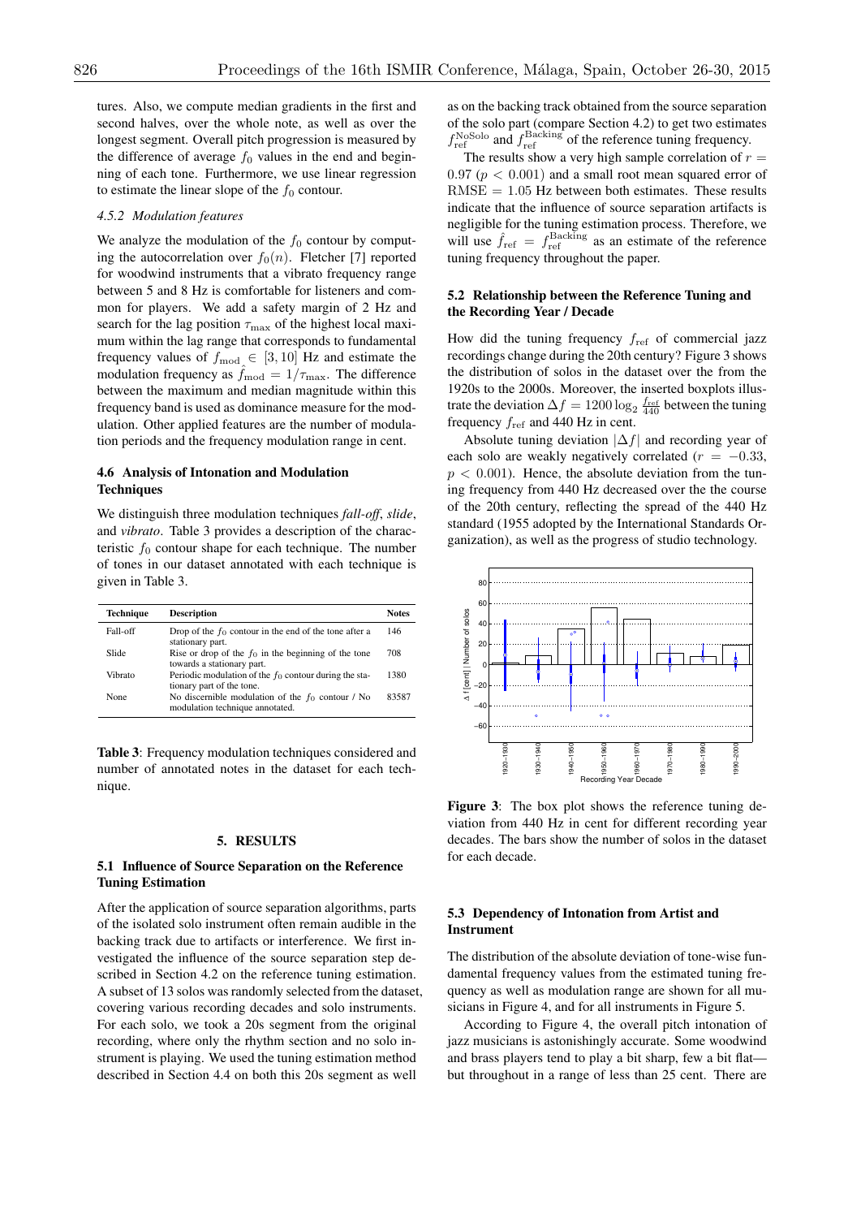tures. Also, we compute median gradients in the first and second halves, over the whole note, as well as over the longest segment. Overall pitch progression is measured by the difference of average $f_0$ values in the end and beginning of each tone. Furthermore, we use linear regression to estimate the linear slope of the $f_0$ contour.

#### 4.5.2 Modulation features

We analyze the modulation of the $f_0$ contour by computing the autocorrelation over $f_0(n)$. Fletcher [7] reported for woodwind instruments that a vibrato frequency range between 5 and 8 Hz is comfortable for listeners and common for players. We add a safety margin of 2 Hz and search for the lag position $\tau_{\max}$ of the highest local maximum within the lag range that corresponds to fundamental frequency values of $f_{\text{mod}} \in [3, 10]$ Hz and estimate the modulation frequency as $\hat{f}_{\text{mod}} = 1/\tau_{\max}$. The difference between the maximum and median magnitude within this frequency band is used as dominance measure for the modulation. Other applied features are the number of modulation periods and the frequency modulation range in cent.

### 4.6 Analysis of Intonation and Modulation Techniques

We distinguish three modulation techniques *fall-off*, *slide*, and *vibrato*. Table 3 provides a description of the characteristic $f_0$ contour shape for each technique. The number of tones in our dataset annotated with each technique is given in Table 3.

| Technique | Description | Notes |
|---|---|---|
| Fall-off | Drop of the $f_0$ contour in the end of the tone after a stationary part. | 146 |
| Slide | Rise or drop of the $f_0$ in the beginning of the tone towards a stationary part. | 708 |
| Vibrato | Periodic modulation of the $f_0$ contour during the stationary part of the tone. | 1380 |
| None | No discernible modulation of the $f_0$ contour / No modulation technique annotated. | 83587 |

**Table 3**: Frequency modulation techniques considered and number of annotated notes in the dataset for each technique.

## 5. RESULTS

### 5.1 Influence of Source Separation on the Reference Tuning Estimation

After the application of source separation algorithms, parts of the isolated solo instrument often remain audible in the backing track due to artifacts or interference. We first investigated the influence of the source separation step described in Section 4.2 on the reference tuning estimation. A subset of 13 solos was randomly selected from the dataset, covering various recording decades and solo instruments. For each solo, we took a 20s segment from the original recording, where only the rhythm section and no solo instrument is playing. We used the tuning estimation method described in Section 4.4 on both this 20s segment as well as on the backing track obtained from the source separation of the solo part (compare Section 4.2) to get two estimates $f_{\text{ref}}^{\text{NoSolo}}$ and $f_{\text{ref}}^{\text{Backing}}$ of the reference tuning frequency.

The results show a very high sample correlation of $r = 0.97$ ($p < 0.001$) and a small root mean squared error of $\text{RMSE} = 1.05$ Hz between both estimates. These results indicate that the influence of source separation artifacts is negligible for the tuning estimation process. Therefore, we will use $\hat{f}_{\text{ref}} = f_{\text{ref}}^{\text{Backing}}$ as an estimate of the reference tuning frequency throughout the paper.

### 5.2 Relationship between the Reference Tuning and the Recording Year / Decade

How did the tuning frequency $f_{\text{ref}}$ of commercial jazz recordings change during the 20th century? Figure 3 shows the distribution of solos in the dataset over the from the 1920s to the 2000s. Moreover, the inserted boxplots illustrate the deviation $\Delta f = 1200 \log_2 \frac{f_{\text{ref}}}{440}$ between the tuning frequency $f_{\text{ref}}$ and 440 Hz in cent.

Absolute tuning deviation $|\Delta f|$ and recording year of each solo are weakly negatively correlated ($r = -0.33$, $p < 0.001$). Hence, the absolute deviation from the tuning frequency from 440 Hz decreased over the the course of the 20th century, reflecting the spread of the 440 Hz standard (1955 adopted by the International Standards Organization), as well as the progress of studio technology.

**Figure 3**: The box plot shows the reference tuning deviation from 440 Hz in cent for different recording year decades. The bars show the number of solos in the dataset for each decade.

### 5.3 Dependency of Intonation from Artist and Instrument

The distribution of the absolute deviation of tone-wise fundamental frequency values from the estimated tuning frequency as well as modulation range are shown for all musicians in Figure 4, and for all instruments in Figure 5.

According to Figure 4, the overall pitch intonation of jazz musicians is astonishingly accurate. Some woodwind and brass players tend to play a bit sharp, few a bit flat—but throughout in a range of less than 25 cent. There are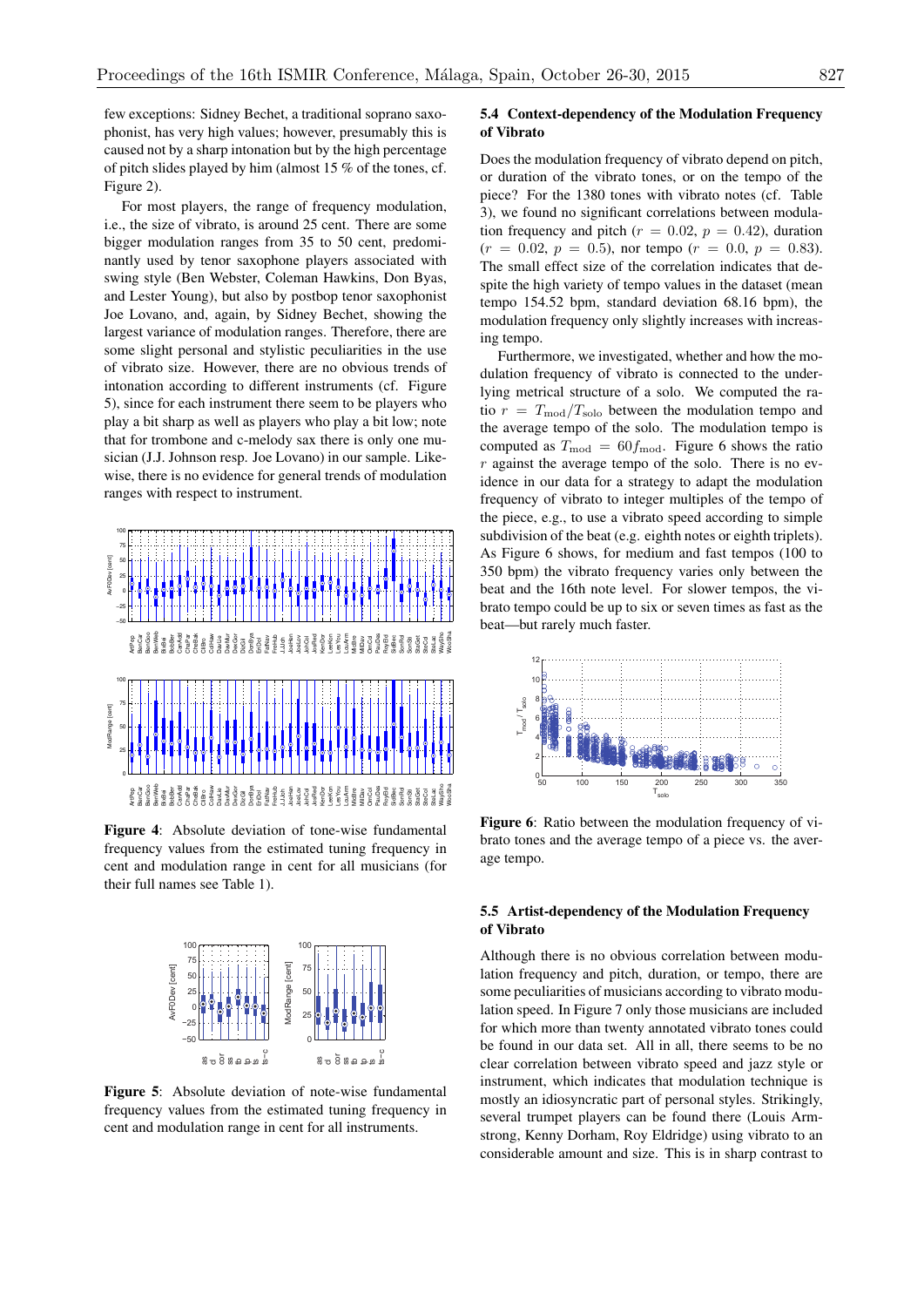few exceptions: Sidney Bechet, a traditional soprano saxophonist, has very high values; however, presumably this is caused not by a sharp intonation but by the high percentage of pitch slides played by him (almost 15 % of the tones, cf. Figure 2).

For most players, the range of frequency modulation, i.e., the size of vibrato, is around 25 cent. There are some bigger modulation ranges from 35 to 50 cent, predominantly used by tenor saxophone players associated with swing style (Ben Webster, Coleman Hawkins, Don Byas, and Lester Young), but also by postbop tenor saxophonist Joe Lovano, and, again, by Sidney Bechet, showing the largest variance of modulation ranges. Therefore, there are some slight personal and stylistic peculiarities in the use of vibrato size. However, there are no obvious trends of intonation according to different instruments (cf. Figure 5), since for each instrument there seem to be players who play a bit sharp as well as players who play a bit low; note that for trombone and c-melody sax there is only one musician (J.J. Johnson resp. Joe Lovano) in our sample. Likewise, there is no evidence for general trends of modulation ranges with respect to instrument.

**Figure 4**: Absolute deviation of tone-wise fundamental frequency values from the estimated tuning frequency in cent and modulation range in cent for all musicians (for their full names see Table 1).

**Figure 5**: Absolute deviation of note-wise fundamental frequency values from the estimated tuning frequency in cent and modulation range in cent for all instruments.

### 5.4 Context-dependency of the Modulation Frequency of Vibrato

Does the modulation frequency of vibrato depend on pitch, or duration of the vibrato tones, or on the tempo of the piece? For the 1380 tones with vibrato notes (cf. Table 3), we found no significant correlations between modulation frequency and pitch ($r = 0.02$, $p = 0.42$), duration ($r = 0.02$, $p = 0.5$), nor tempo ($r = 0.0$, $p = 0.83$). The small effect size of the correlation indicates that despite the high variety of tempo values in the dataset (mean tempo 154.52 bpm, standard deviation 68.16 bpm), the modulation frequency only slightly increases with increasing tempo.

Furthermore, we investigated, whether and how the modulation frequency of vibrato is connected to the underlying metrical structure of a solo. We computed the ratio $r = T_{\text{mod}}/T_{\text{solo}}$ between the modulation tempo and the average tempo of the solo. The modulation tempo is computed as $T_{\text{mod}} = 60 f_{\text{mod}}$. Figure 6 shows the ratio $r$ against the average tempo of the solo. There is no evidence in our data for a strategy to adapt the modulation frequency of vibrato to integer multiples of the tempo of the piece, e.g., to use a vibrato speed according to simple subdivision of the beat (e.g. eighth notes or eighth triplets). As Figure 6 shows, for medium and fast tempos (100 to 350 bpm) the vibrato frequency varies only between the beat and the 16th note level. For slower tempos, the vibrato tempo could be up to six or seven times as fast as the beat—but rarely much faster.

**Figure 6**: Ratio between the modulation frequency of vibrato tones and the average tempo of a piece vs. the average tempo.

### 5.5 Artist-dependency of the Modulation Frequency of Vibrato

Although there is no obvious correlation between modulation frequency and pitch, duration, or tempo, there are some peculiarities of musicians according to vibrato modulation speed. In Figure 7 only those musicians are included for which more than twenty annotated vibrato tones could be found in our data set. All in all, there seems to be no clear correlation between vibrato speed and jazz style or instrument, which indicates that modulation technique is mostly an idiosyncratic part of personal styles. Strikingly, several trumpet players can be found there (Louis Armstrong, Kenny Dorham, Roy Eldridge) using vibrato to an considerable amount and size. This is in sharp contrast to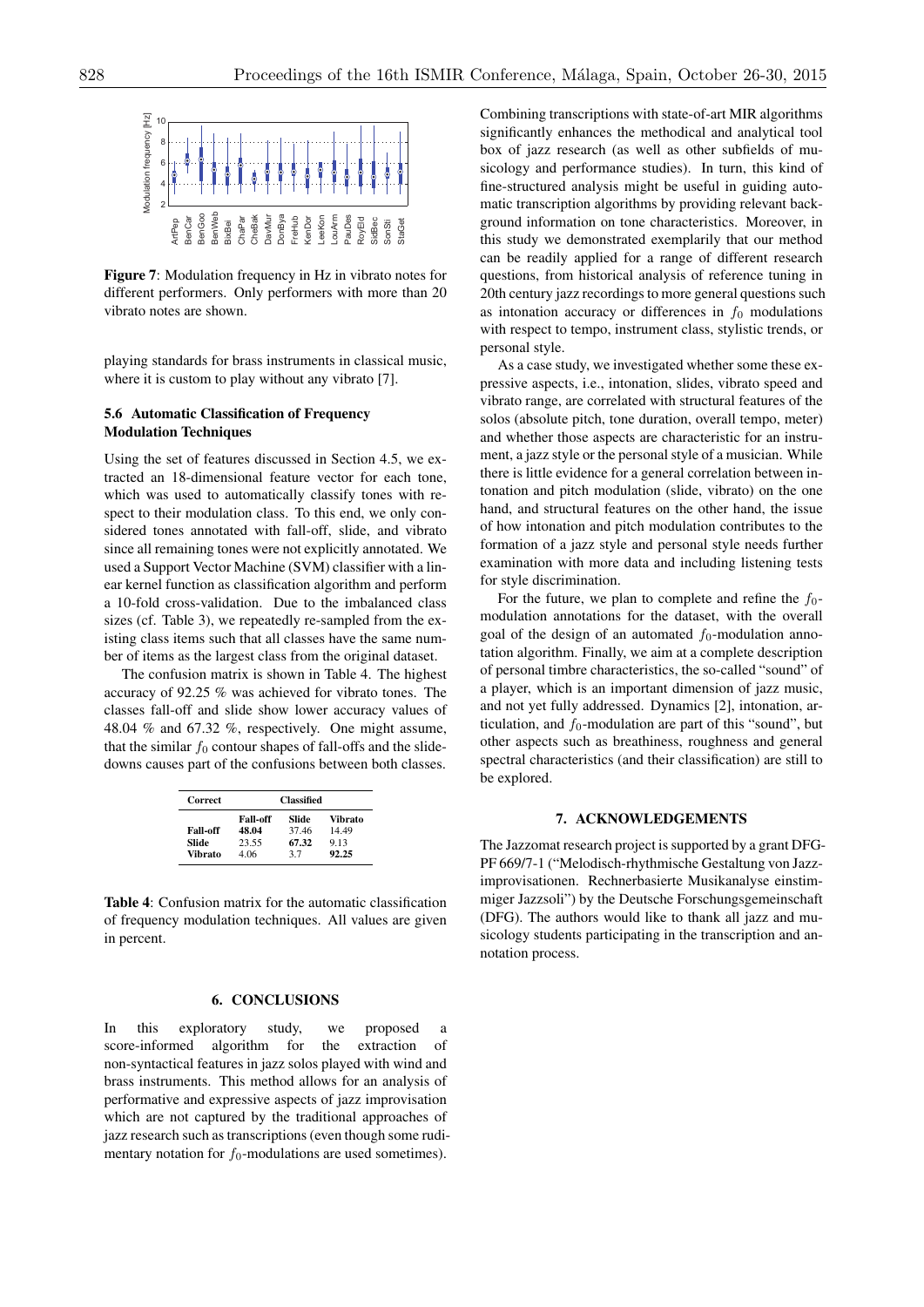**Figure 7**: Modulation frequency in Hz in vibrato notes for different performers. Only performers with more than 20 vibrato notes are shown.

playing standards for brass instruments in classical music, where it is custom to play without any vibrato [7].

### 5.6 Automatic Classification of Frequency Modulation Techniques

Using the set of features discussed in Section 4.5, we extracted an 18-dimensional feature vector for each tone, which was used to automatically classify tones with respect to their modulation class. To this end, we only considered tones annotated with fall-off, slide, and vibrato since all remaining tones were not explicitly annotated. We used a Support Vector Machine (SVM) classifier with a linear kernel function as classification algorithm and perform a 10-fold cross-validation. Due to the imbalanced class sizes (cf. Table 3), we repeatedly re-sampled from the existing class items such that all classes have the same number of items as the largest class from the original dataset.

The confusion matrix is shown in Table 4. The highest accuracy of 92.25 % was achieved for vibrato tones. The classes fall-off and slide show lower accuracy values of 48.04 % and 67.32 %, respectively. One might assume, that the similar $f_0$ contour shapes of fall-offs and the slide-downs causes part of the confusions between both classes.

| Correct | Classified | | |
|---|---|---|---|
| | **Fall-off** | **Slide** | **Vibrato** |
| **Fall-off** | **48.04** | 37.46 | 14.49 |
| **Slide** | 23.55 | **67.32** | 9.13 |
| **Vibrato** | 4.06 | 3.7 | **92.25** |

**Table 4**: Confusion matrix for the automatic classification of frequency modulation techniques. All values are given in percent.

## 6. CONCLUSIONS

In this exploratory study, we proposed a score-informed algorithm for the extraction of non-syntactical features in jazz solos played with wind and brass instruments. This method allows for an analysis of performative and expressive aspects of jazz improvisation which are not captured by the traditional approaches of jazz research such as transcriptions (even though some rudimentary notation for $f_0$-modulations are used sometimes). Combining transcriptions with state-of-art MIR algorithms significantly enhances the methodical and analytical tool box of jazz research (as well as other subfields of musicology and performance studies). In turn, this kind of fine-structured analysis might be useful in guiding automatic transcription algorithms by providing relevant background information on tone characteristics. Moreover, in this study we demonstrated exemplarily that our method can be readily applied for a range of different research questions, from historical analysis of reference tuning in 20th century jazz recordings to more general questions such as intonation accuracy or differences in $f_0$ modulations with respect to tempo, instrument class, stylistic trends, or personal style.

As a case study, we investigated whether some these expressive aspects, i.e., intonation, slides, vibrato speed and vibrato range, are correlated with structural features of the solos (absolute pitch, tone duration, overall tempo, meter) and whether those aspects are characteristic for an instrument, a jazz style or the personal style of a musician. While there is little evidence for a general correlation between intonation and pitch modulation (slide, vibrato) on the one hand, and structural features on the other hand, the issue of how intonation and pitch modulation contributes to the formation of a jazz style and personal style needs further examination with more data and including listening tests for style discrimination.

For the future, we plan to complete and refine the $f_0$-modulation annotations for the dataset, with the overall goal of the design of an automated $f_0$-modulation annotation algorithm. Finally, we aim at a complete description of personal timbre characteristics, the so-called "sound" of a player, which is an important dimension of jazz music, and not yet fully addressed. Dynamics [2], intonation, articulation, and $f_0$-modulation are part of this "sound", but other aspects such as breathiness, roughness and general spectral characteristics (and their classification) are still to be explored.

## 7. ACKNOWLEDGEMENTS

The Jazzomat research project is supported by a grant DFG-PF 669/7-1 ("Melodisch-rhythmische Gestaltung von Jazzimprovisationen. Rechnerbasierte Musikanalyse einstimmiger Jazzsoli") by the Deutsche Forschungsgemeinschaft (DFG). The authors would like to thank all jazz and musicology students participating in the transcription and annotation process.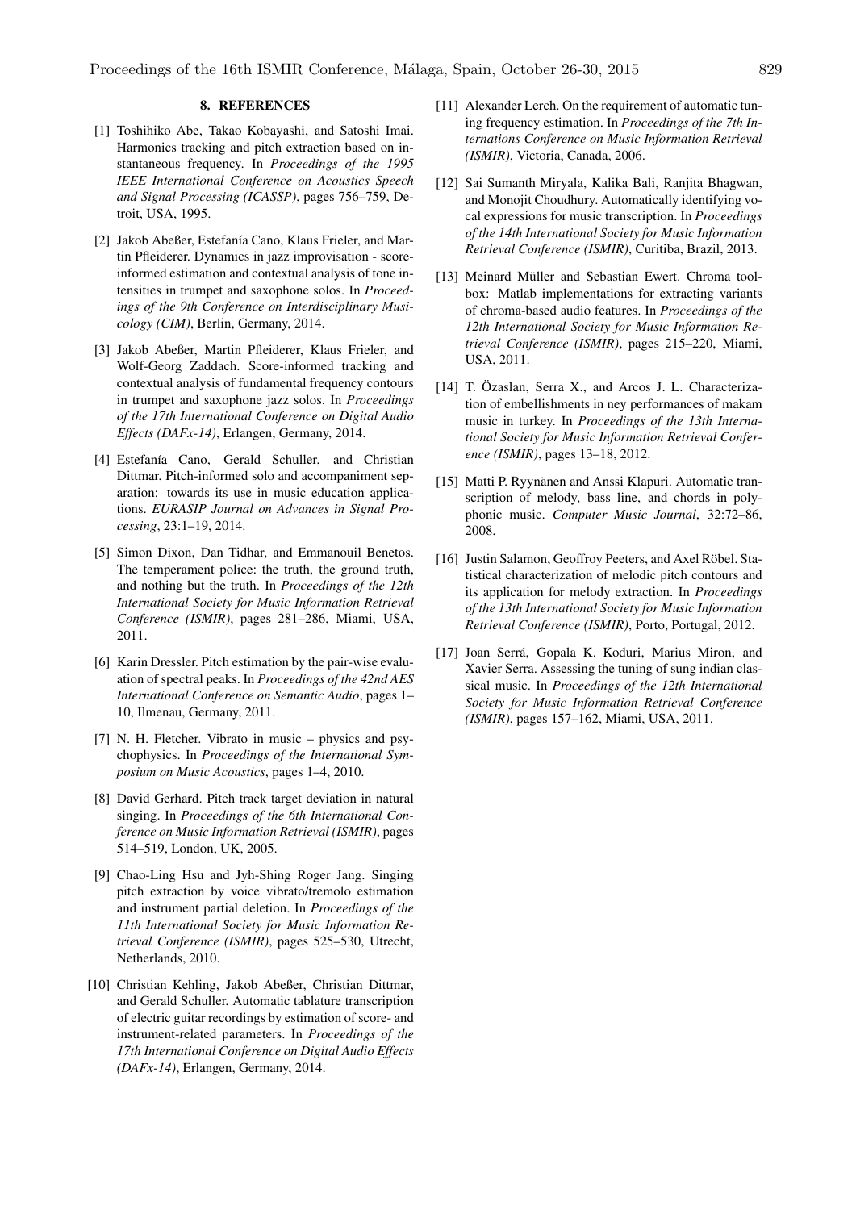## 8. REFERENCES

[1] Toshihiko Abe, Takao Kobayashi, and Satoshi Imai. Harmonics tracking and pitch extraction based on instantaneous frequency. In *Proceedings of the 1995 IEEE International Conference on Acoustics Speech and Signal Processing (ICASSP)*, pages 756–759, Detroit, USA, 1995.

[2] Jakob Abeßer, Estefanía Cano, Klaus Frieler, and Martin Pfleiderer. Dynamics in jazz improvisation - score-informed estimation and contextual analysis of tone intensities in trumpet and saxophone solos. In *Proceedings of the 9th Conference on Interdisciplinary Musicology (CIM)*, Berlin, Germany, 2014.

[3] Jakob Abeßer, Martin Pfleiderer, Klaus Frieler, and Wolf-Georg Zaddach. Score-informed tracking and contextual analysis of fundamental frequency contours in trumpet and saxophone jazz solos. In *Proceedings of the 17th International Conference on Digital Audio Effects (DAFx-14)*, Erlangen, Germany, 2014.

[4] Estefanía Cano, Gerald Schuller, and Christian Dittmar. Pitch-informed solo and accompaniment separation: towards its use in music education applications. *EURASIP Journal on Advances in Signal Processing*, 23:1–19, 2014.

[5] Simon Dixon, Dan Tidhar, and Emmanouil Benetos. The temperament police: the truth, the ground truth, and nothing but the truth. In *Proceedings of the 12th International Society for Music Information Retrieval Conference (ISMIR)*, pages 281–286, Miami, USA, 2011.

[6] Karin Dressler. Pitch estimation by the pair-wise evaluation of spectral peaks. In *Proceedings of the 42nd AES International Conference on Semantic Audio*, pages 1–10, Ilmenau, Germany, 2011.

[7] N. H. Fletcher. Vibrato in music – physics and psychophysics. In *Proceedings of the International Symposium on Music Acoustics*, pages 1–4, 2010.

[8] David Gerhard. Pitch track target deviation in natural singing. In *Proceedings of the 6th International Conference on Music Information Retrieval (ISMIR)*, pages 514–519, London, UK, 2005.

[9] Chao-Ling Hsu and Jyh-Shing Roger Jang. Singing pitch extraction by voice vibrato/tremolo estimation and instrument partial deletion. In *Proceedings of the 11th International Society for Music Information Retrieval Conference (ISMIR)*, pages 525–530, Utrecht, Netherlands, 2010.

[10] Christian Kehling, Jakob Abeßer, Christian Dittmar, and Gerald Schuller. Automatic tablature transcription of electric guitar recordings by estimation of score- and instrument-related parameters. In *Proceedings of the 17th International Conference on Digital Audio Effects (DAFx-14)*, Erlangen, Germany, 2014.

[11] Alexander Lerch. On the requirement of automatic tuning frequency estimation. In *Proceedings of the 7th Internations Conference on Music Information Retrieval (ISMIR)*, Victoria, Canada, 2006.

[12] Sai Sumanth Miryala, Kalika Bali, Ranjita Bhagwan, and Monojit Choudhury. Automatically identifying vocal expressions for music transcription. In *Proceedings of the 14th International Society for Music Information Retrieval Conference (ISMIR)*, Curitiba, Brazil, 2013.

[13] Meinard Müller and Sebastian Ewert. Chroma toolbox: Matlab implementations for extracting variants of chroma-based audio features. In *Proceedings of the 12th International Society for Music Information Retrieval Conference (ISMIR)*, pages 215–220, Miami, USA, 2011.

[14] T. Özaslan, Serra X., and Arcos J. L. Characterization of embellishments in ney performances of makam music in turkey. In *Proceedings of the 13th International Society for Music Information Retrieval Conference (ISMIR)*, pages 13–18, 2012.

[15] Matti P. Ryynänen and Anssi Klapuri. Automatic transcription of melody, bass line, and chords in polyphonic music. *Computer Music Journal*, 32:72–86, 2008.

[16] Justin Salamon, Geoffroy Peeters, and Axel Röbel. Statistical characterization of melodic pitch contours and its application for melody extraction. In *Proceedings of the 13th International Society for Music Information Retrieval Conference (ISMIR)*, Porto, Portugal, 2012.

[17] Joan Serrá, Gopala K. Koduri, Marius Miron, and Xavier Serra. Assessing the tuning of sung indian classical music. In *Proceedings of the 12th International Society for Music Information Retrieval Conference (ISMIR)*, pages 157–162, Miami, USA, 2011.